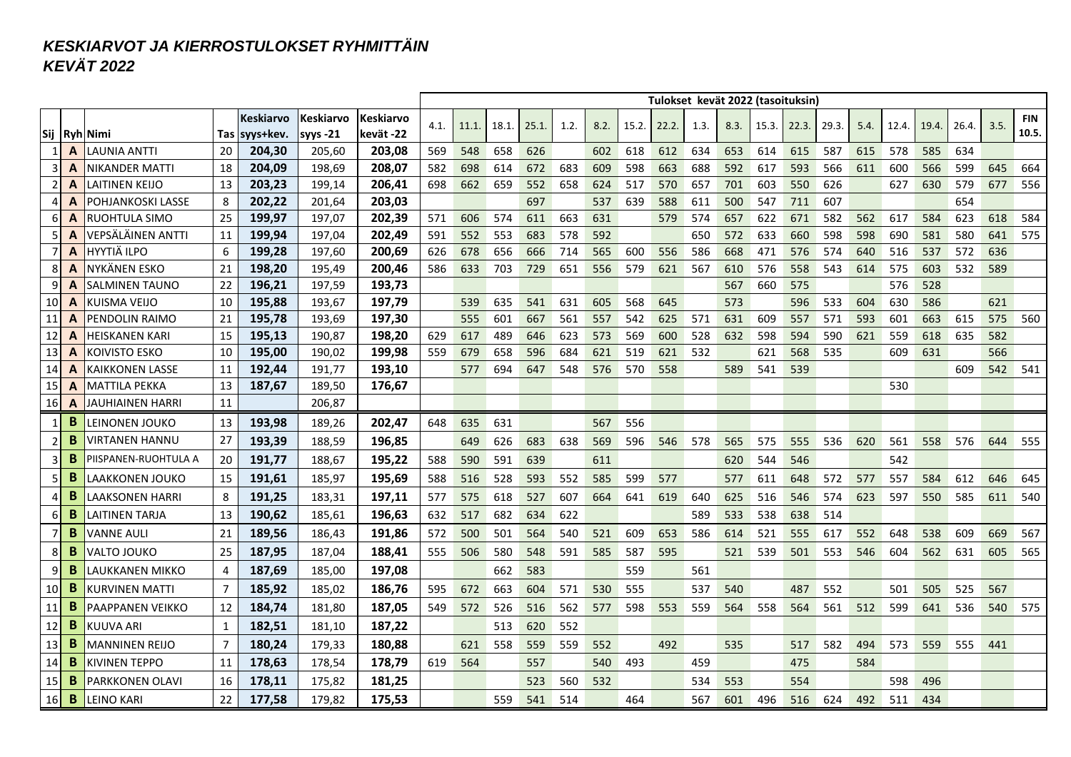# *KESKIARVOT JA KIERROSTULOKSET RYHMITTÄIN*
# *KEVÄT 2022*

| | | | | | | | Tulokset kevät 2022 (tasoituksin) | | | | | | | | | | | | | | | | | | |
|---|---|---|---|---|---|---|---|---|---|---|---|---|---|---|---|---|---|---|---|---|---|---|---|---|---|
| Sij | Ryh | Nimi | Tas | Keskiarvo syys+kev. | Keskiarvo syys -21 | Keskiarvo kevät -22 | 4.1. | 11.1. | 18.1. | 25.1. | 1.2. | 8.2. | 15.2. | 22.2. | 1.3. | 8.3. | 15.3. | 22.3. | 29.3. | 5.4. | 12.4. | 19.4. | 26.4. | 3.5. | FIN 10.5. |
| 1 | **A** | LAUNIA ANTTI | 20 | **204,30** | 205,60 | **203,08** | 569 | 548 | 658 | 626 | | 602 | 618 | 612 | 634 | 653 | 614 | 615 | 587 | 615 | 578 | 585 | 634 | | |
| 3 | **A** | NIKANDER MATTI | 18 | **204,09** | 198,69 | **208,07** | 582 | 698 | 614 | 672 | 683 | 609 | 598 | 663 | 688 | 592 | 617 | 593 | 566 | 611 | 600 | 566 | 599 | 645 | 664 |
| 2 | **A** | LAITINEN KEIJO | 13 | **203,23** | 199,14 | **206,41** | 698 | 662 | 659 | 552 | 658 | 624 | 517 | 570 | 657 | 701 | 603 | 550 | 626 | | 627 | 630 | 579 | 677 | 556 |
| 4 | **A** | POHJANKOSKI LASSE | 8 | **202,22** | 201,64 | **203,03** | | | | 697 | | 537 | 639 | 588 | 611 | 500 | 547 | 711 | 607 | | | | 654 | | |
| 6 | **A** | RUOHTULA SIMO | 25 | **199,97** | 197,07 | **202,39** | 571 | 606 | 574 | 611 | 663 | 631 | | 579 | 574 | 657 | 622 | 671 | 582 | 562 | 617 | 584 | 623 | 618 | 584 |
| 5 | **A** | VEPSÄLÄINEN ANTTI | 11 | **199,94** | 197,04 | **202,49** | 591 | 552 | 553 | 683 | 578 | 592 | | | 650 | 572 | 633 | 660 | 598 | 598 | 690 | 581 | 580 | 641 | 575 |
| 7 | **A** | HYYTIÄ ILPO | 6 | **199,28** | 197,60 | **200,69** | 626 | 678 | 656 | 666 | 714 | 565 | 600 | 556 | 586 | 668 | 471 | 576 | 574 | 640 | 516 | 537 | 572 | 636 | |
| 8 | **A** | NYKÄNEN ESKO | 21 | **198,20** | 195,49 | **200,46** | 586 | 633 | 703 | 729 | 651 | 556 | 579 | 621 | 567 | 610 | 576 | 558 | 543 | 614 | 575 | 603 | 532 | 589 | |
| 9 | **A** | SALMINEN TAUNO | 22 | **196,21** | 197,59 | **193,73** | | | | | | | | | | 567 | 660 | 575 | | | 576 | 528 | | | |
| 10 | **A** | KUISMA VEIJO | 10 | **195,88** | 193,67 | **197,79** | | 539 | 635 | 541 | 631 | 605 | 568 | 645 | | 573 | | 596 | 533 | 604 | 630 | 586 | | 621 | |
| 11 | **A** | PENDOLIN RAIMO | 21 | **195,78** | 193,69 | **197,30** | | 555 | 601 | 667 | 561 | 557 | 542 | 625 | 571 | 631 | 609 | 557 | 571 | 593 | 601 | 663 | 615 | 575 | 560 |
| 12 | **A** | HEISKANEN KARI | 15 | **195,13** | 190,87 | **198,20** | 629 | 617 | 489 | 646 | 623 | 573 | 569 | 600 | 528 | 632 | 598 | 594 | 590 | 621 | 559 | 618 | 635 | 582 | |
| 13 | **A** | KOIVISTO ESKO | 10 | **195,00** | 190,02 | **199,98** | 559 | 679 | 658 | 596 | 684 | 621 | 519 | 621 | 532 | | 621 | 568 | 535 | | 609 | 631 | | 566 | |
| 14 | **A** | KAIKKONEN LASSE | 11 | **192,44** | 191,77 | **193,10** | | 577 | 694 | 647 | 548 | 576 | 570 | 558 | | 589 | 541 | 539 | | | | | 609 | 542 | 541 |
| 15 | **A** | MATTILA PEKKA | 13 | **187,67** | 189,50 | **176,67** | | | | | | | | | | | | | | | 530 | | | | |
| 16 | **A** | JAUHIAINEN HARRI | 11 | | 206,87 | | | | | | | | | | | | | | | | | | | | |
| 1 | **B** | LEINONEN JOUKO | 13 | **193,98** | 189,26 | **202,47** | 648 | 635 | 631 | | | 567 | 556 | | | | | | | | | | | | |
| 2 | **B** | VIRTANEN HANNU | 27 | **193,39** | 188,59 | **196,85** | | 649 | 626 | 683 | 638 | 569 | 596 | 546 | 578 | 565 | 575 | 555 | 536 | 620 | 561 | 558 | 576 | 644 | 555 |
| 3 | **B** | PIISPANEN-RUOHTULA A | 20 | **191,77** | 188,67 | **195,22** | 588 | 590 | 591 | 639 | | 611 | | | | 620 | 544 | 546 | | | 542 | | | | |
| 5 | **B** | LAAKKONEN JOUKO | 15 | **191,61** | 185,97 | **195,69** | 588 | 516 | 528 | 593 | 552 | 585 | 599 | 577 | | 577 | 611 | 648 | 572 | 577 | 557 | 584 | 612 | 646 | 645 |
| 4 | **B** | LAAKSONEN HARRI | 8 | **191,25** | 183,31 | **197,11** | 577 | 575 | 618 | 527 | 607 | 664 | 641 | 619 | 640 | 625 | 516 | 546 | 574 | 623 | 597 | 550 | 585 | 611 | 540 |
| 6 | **B** | LAITINEN TARJA | 13 | **190,62** | 185,61 | **196,63** | 632 | 517 | 682 | 634 | 622 | | | | 589 | 533 | 538 | 638 | 514 | | | | | | |
| 7 | **B** | VANNE AULI | 21 | **189,56** | 186,43 | **191,86** | 572 | 500 | 501 | 564 | 540 | 521 | 609 | 653 | 586 | 614 | 521 | 555 | 617 | 552 | 648 | 538 | 609 | 669 | 567 |
| 8 | **B** | VALTO JOUKO | 25 | **187,95** | 187,04 | **188,41** | 555 | 506 | 580 | 548 | 591 | 585 | 587 | 595 | | 521 | 539 | 501 | 553 | 546 | 604 | 562 | 631 | 605 | 565 |
| 9 | **B** | LAUKKANEN MIKKO | 4 | **187,69** | 185,00 | **197,08** | | | 662 | 583 | | | 559 | | 561 | | | | | | | | | | |
| 10 | **B** | KURVINEN MATTI | 7 | **185,92** | 185,02 | **186,76** | 595 | 672 | 663 | 604 | 571 | 530 | 555 | | 537 | 540 | | 487 | 552 | | 501 | 505 | 525 | 567 | |
| 11 | **B** | PAAPPANEN VEIKKO | 12 | **184,74** | 181,80 | **187,05** | 549 | 572 | 526 | 516 | 562 | 577 | 598 | 553 | 559 | 564 | 558 | 564 | 561 | 512 | 599 | 641 | 536 | 540 | 575 |
| 12 | **B** | KUUVA ARI | 1 | **182,51** | 181,10 | **187,22** | | | 513 | 620 | 552 | | | | | | | | | | | | | | |
| 13 | **B** | MANNINEN REIJO | 7 | **180,24** | 179,33 | **180,88** | | 621 | 558 | 559 | 559 | 552 | | 492 | | 535 | | 517 | 582 | 494 | 573 | 559 | 555 | 441 | |
| 14 | **B** | KIVINEN TEPPO | 11 | **178,63** | 178,54 | **178,79** | 619 | 564 | | 557 | | 540 | 493 | | 459 | | | 475 | | 584 | | | | | |
| 15 | **B** | PARKKONEN OLAVI | 16 | **178,11** | 175,82 | **181,25** | | | | 523 | 560 | 532 | | | 534 | 553 | | 554 | | | 598 | 496 | | | |
| 16 | **B** | LEINO KARI | 22 | **177,58** | 179,82 | **175,53** | | | 559 | 541 | 514 | | 464 | | 567 | 601 | 496 | 516 | 624 | 492 | 511 | 434 | | | |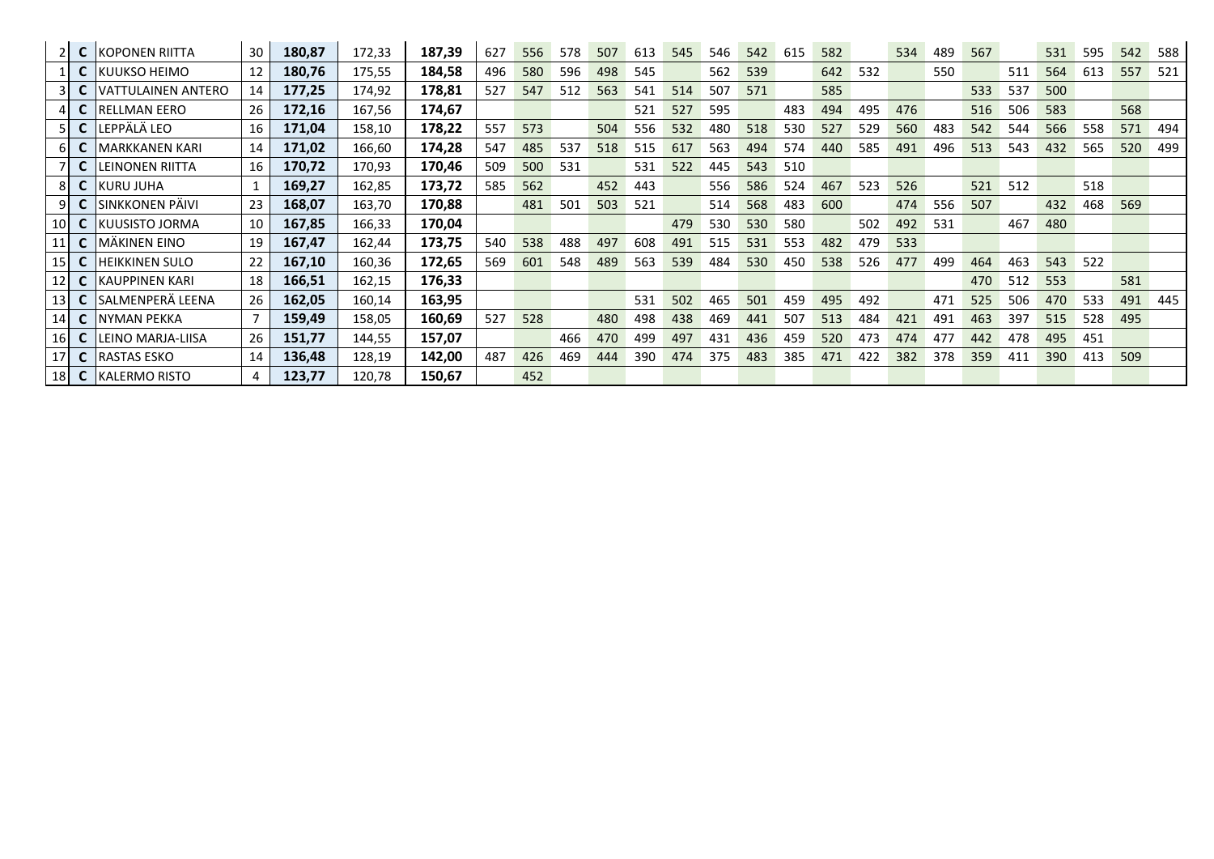| | | | | | | | | | | | | | | | | | | | | | | | | | |
|---|---|---|---|---|---|---|---|---|---|---|---|---|---|---|---|---|---|---|---|---|---|---|---|---|---|
| 2 | **C** | KOPONEN RIITTA | 30 | **180,87** | 172,33 | **187,39** | 627 | 556 | 578 | 507 | 613 | 545 | 546 | 542 | 615 | 582 | | 534 | 489 | 567 | | 531 | 595 | 542 | 588 |
| 1 | **C** | KUUKSO HEIMO | 12 | **180,76** | 175,55 | **184,58** | 496 | 580 | 596 | 498 | 545 | | 562 | 539 | | 642 | 532 | | 550 | | 511 | 564 | 613 | 557 | 521 |
| 3 | **C** | VATTULAINEN ANTERO | 14 | **177,25** | 174,92 | **178,81** | 527 | 547 | 512 | 563 | 541 | 514 | 507 | 571 | | 585 | | | | 533 | 537 | 500 | | | |
| 4 | **C** | RELLMAN EERO | 26 | **172,16** | 167,56 | **174,67** | | | | | 521 | 527 | 595 | | 483 | 494 | 495 | 476 | | 516 | 506 | 583 | | 568 | |
| 5 | **C** | LEPPÄLÄ LEO | 16 | **171,04** | 158,10 | **178,22** | 557 | 573 | | 504 | 556 | 532 | 480 | 518 | 530 | 527 | 529 | 560 | 483 | 542 | 544 | 566 | 558 | 571 | 494 |
| 6 | **C** | MARKKANEN KARI | 14 | **171,02** | 166,60 | **174,28** | 547 | 485 | 537 | 518 | 515 | 617 | 563 | 494 | 574 | 440 | 585 | 491 | 496 | 513 | 543 | 432 | 565 | 520 | 499 |
| 7 | **C** | LEINONEN RIITTA | 16 | **170,72** | 170,93 | **170,46** | 509 | 500 | 531 | | 531 | 522 | 445 | 543 | 510 | | | | | | | | | | |
| 8 | **C** | KURU JUHA | 1 | **169,27** | 162,85 | **173,72** | 585 | 562 | | 452 | 443 | | 556 | 586 | 524 | 467 | 523 | 526 | | 521 | 512 | | 518 | | |
| 9 | **C** | SINKKONEN PÄIVI | 23 | **168,07** | 163,70 | **170,88** | | 481 | 501 | 503 | 521 | | 514 | 568 | 483 | 600 | | 474 | 556 | 507 | | 432 | 468 | 569 | |
| 10 | **C** | KUUSISTO JORMA | 10 | **167,85** | 166,33 | **170,04** | | | | | | 479 | 530 | 530 | 580 | | 502 | 492 | 531 | | 467 | 480 | | | |
| 11 | **C** | MÄKINEN EINO | 19 | **167,47** | 162,44 | **173,75** | 540 | 538 | 488 | 497 | 608 | 491 | 515 | 531 | 553 | 482 | 479 | 533 | | | | | | | |
| 15 | **C** | HEIKKINEN SULO | 22 | **167,10** | 160,36 | **172,65** | 569 | 601 | 548 | 489 | 563 | 539 | 484 | 530 | 450 | 538 | 526 | 477 | 499 | 464 | 463 | 543 | 522 | | |
| 12 | **C** | KAUPPINEN KARI | 18 | **166,51** | 162,15 | **176,33** | | | | | | | | | | | | | | 470 | 512 | 553 | | 581 | |
| 13 | **C** | SALMENPERÄ LEENA | 26 | **162,05** | 160,14 | **163,95** | | | | | 531 | 502 | 465 | 501 | 459 | 495 | 492 | | 471 | 525 | 506 | 470 | 533 | 491 | 445 |
| 14 | **C** | NYMAN PEKKA | 7 | **159,49** | 158,05 | **160,69** | 527 | 528 | | 480 | 498 | 438 | 469 | 441 | 507 | 513 | 484 | 421 | 491 | 463 | 397 | 515 | 528 | 495 | |
| 16 | **C** | LEINO MARJA-LIISA | 26 | **151,77** | 144,55 | **157,07** | | | 466 | 470 | 499 | 497 | 431 | 436 | 459 | 520 | 473 | 474 | 477 | 442 | 478 | 495 | 451 | | |
| 17 | **C** | RASTAS ESKO | 14 | **136,48** | 128,19 | **142,00** | 487 | 426 | 469 | 444 | 390 | 474 | 375 | 483 | 385 | 471 | 422 | 382 | 378 | 359 | 411 | 390 | 413 | 509 | |
| 18 | **C** | KALERMO RISTO | 4 | **123,77** | 120,78 | **150,67** | | 452 | | | | | | | | | | | | | | | | | |